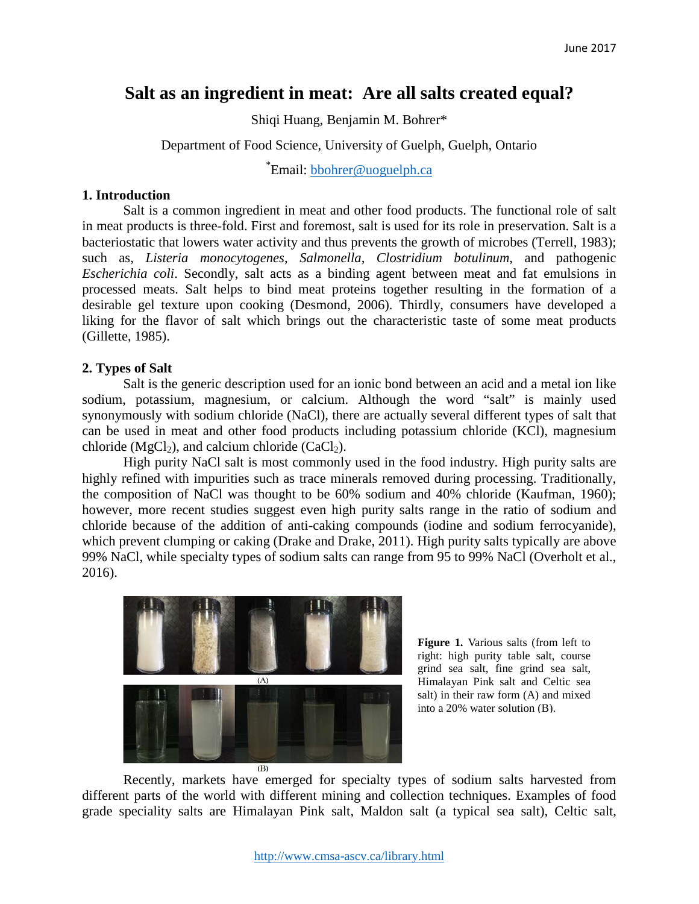# Salt as an ingredient in meat: Are all salts created equal?

Shiqi Huang, Benjamin M. Bohrer*

Department of Food Science, University of Guelph, Guelph, Ontario

*Email: bbohrer@uoguelph.ca

## 1. Introduction

Salt is a common ingredient in meat and other food products. The functional role of salt in meat products is three-fold. First and foremost, salt is used for its role in preservation. Salt is a bacteriostatic that lowers water activity and thus prevents the growth of microbes (Terrell, 1983); such as, *Listeria monocytogenes*, *Salmonella*, *Clostridium botulinum*, and pathogenic *Escherichia coli*. Secondly, salt acts as a binding agent between meat and fat emulsions in processed meats. Salt helps to bind meat proteins together resulting in the formation of a desirable gel texture upon cooking (Desmond, 2006). Thirdly, consumers have developed a liking for the flavor of salt which brings out the characteristic taste of some meat products (Gillette, 1985).

## 2. Types of Salt

Salt is the generic description used for an ionic bond between an acid and a metal ion like sodium, potassium, magnesium, or calcium. Although the word "salt" is mainly used synonymously with sodium chloride (NaCl), there are actually several different types of salt that can be used in meat and other food products including potassium chloride (KCl), magnesium chloride ($MgCl_2$), and calcium chloride ($CaCl_2$).

High purity NaCl salt is most commonly used in the food industry. High purity salts are highly refined with impurities such as trace minerals removed during processing. Traditionally, the composition of NaCl was thought to be 60% sodium and 40% chloride (Kaufman, 1960); however, more recent studies suggest even high purity salts range in the ratio of sodium and chloride because of the addition of anti-caking compounds (iodine and sodium ferrocyanide), which prevent clumping or caking (Drake and Drake, 2011). High purity salts typically are above 99% NaCl, while specialty types of sodium salts can range from 95 to 99% NaCl (Overholt et al., 2016).

**Figure 1.** Various salts (from left to right: high purity table salt, course grind sea salt, fine grind sea salt, Himalayan Pink salt and Celtic sea salt) in their raw form (A) and mixed into a 20% water solution (B).

Recently, markets have emerged for specialty types of sodium salts harvested from different parts of the world with different mining and collection techniques. Examples of food grade speciality salts are Himalayan Pink salt, Maldon salt (a typical sea salt), Celtic salt,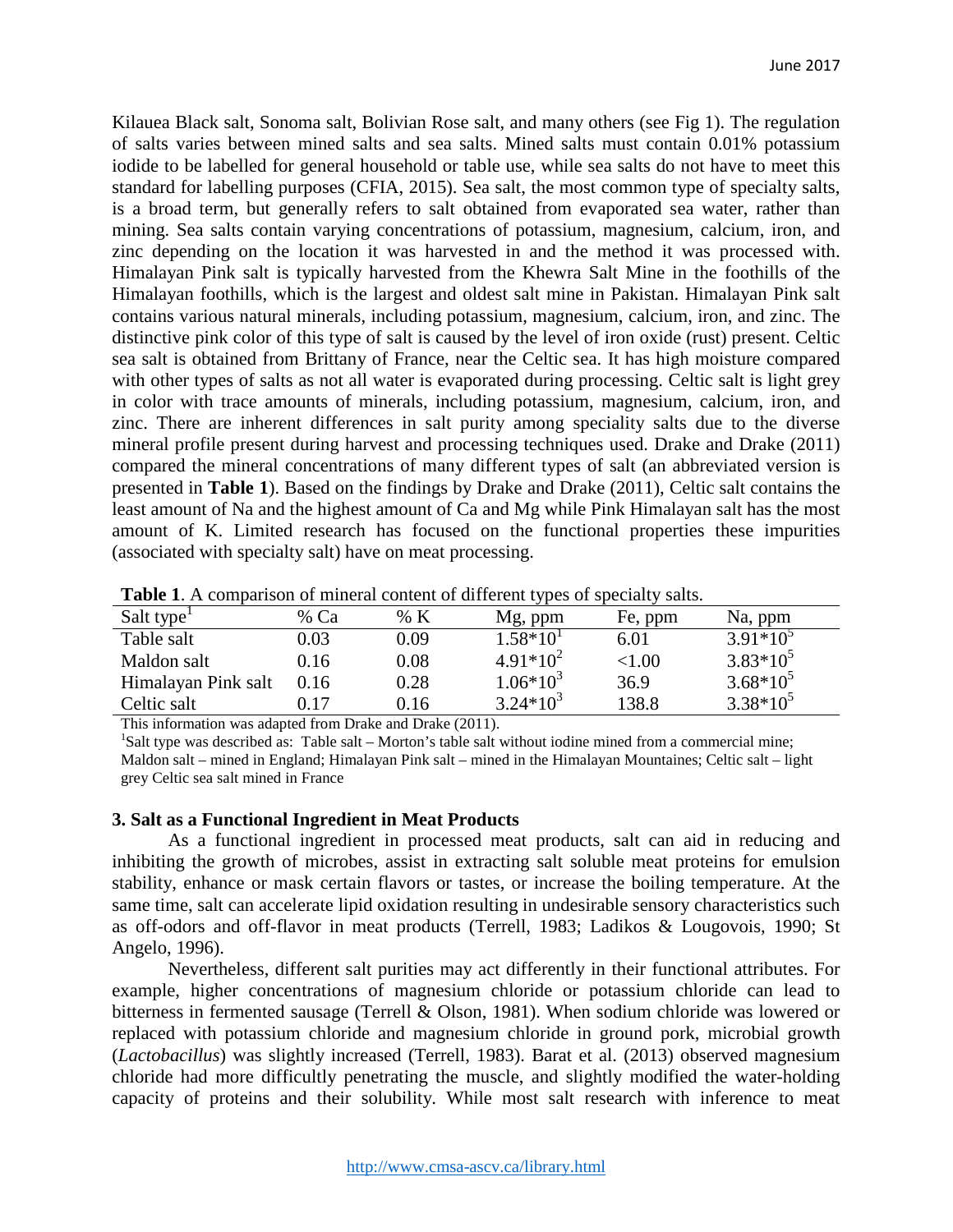Kilauea Black salt, Sonoma salt, Bolivian Rose salt, and many others (see Fig 1). The regulation of salts varies between mined salts and sea salts. Mined salts must contain 0.01% potassium iodide to be labelled for general household or table use, while sea salts do not have to meet this standard for labelling purposes (CFIA, 2015). Sea salt, the most common type of specialty salts, is a broad term, but generally refers to salt obtained from evaporated sea water, rather than mining. Sea salts contain varying concentrations of potassium, magnesium, calcium, iron, and zinc depending on the location it was harvested in and the method it was processed with. Himalayan Pink salt is typically harvested from the Khewra Salt Mine in the foothills of the Himalayan foothills, which is the largest and oldest salt mine in Pakistan. Himalayan Pink salt contains various natural minerals, including potassium, magnesium, calcium, iron, and zinc. The distinctive pink color of this type of salt is caused by the level of iron oxide (rust) present. Celtic sea salt is obtained from Brittany of France, near the Celtic sea. It has high moisture compared with other types of salts as not all water is evaporated during processing. Celtic salt is light grey in color with trace amounts of minerals, including potassium, magnesium, calcium, iron, and zinc. There are inherent differences in salt purity among speciality salts due to the diverse mineral profile present during harvest and processing techniques used. Drake and Drake (2011) compared the mineral concentrations of many different types of salt (an abbreviated version is presented in **Table 1**). Based on the findings by Drake and Drake (2011), Celtic salt contains the least amount of Na and the highest amount of Ca and Mg while Pink Himalayan salt has the most amount of K. Limited research has focused on the functional properties these impurities (associated with specialty salt) have on meat processing.

**Table 1**. A comparison of mineral content of different types of specialty salts.

| Salt type[1] | % Ca | % K | Mg, ppm | Fe, ppm | Na, ppm |
| --- | --- | --- | --- | --- | --- |
| Table salt | 0.03 | 0.09 | $1.58*10^1$ | 6.01 | $3.91*10^5$ |
| Maldon salt | 0.16 | 0.08 | $4.91*10^2$ | <1.00 | $3.83*10^5$ |
| Himalayan Pink salt | 0.16 | 0.28 | $1.06*10^3$ | 36.9 | $3.68*10^5$ |
| Celtic salt | 0.17 | 0.16 | $3.24*10^3$ | 138.8 | $3.38*10^5$ |

This information was adapted from Drake and Drake (2011).

[1]Salt type was described as: Table salt – Morton's table salt without iodine mined from a commercial mine; Maldon salt – mined in England; Himalayan Pink salt – mined in the Himalayan Mountaines; Celtic salt – light grey Celtic sea salt mined in France

## 3. Salt as a Functional Ingredient in Meat Products

As a functional ingredient in processed meat products, salt can aid in reducing and inhibiting the growth of microbes, assist in extracting salt soluble meat proteins for emulsion stability, enhance or mask certain flavors or tastes, or increase the boiling temperature. At the same time, salt can accelerate lipid oxidation resulting in undesirable sensory characteristics such as off-odors and off-flavor in meat products (Terrell, 1983; Ladikos & Lougovois, 1990; St Angelo, 1996).

Nevertheless, different salt purities may act differently in their functional attributes. For example, higher concentrations of magnesium chloride or potassium chloride can lead to bitterness in fermented sausage (Terrell & Olson, 1981). When sodium chloride was lowered or replaced with potassium chloride and magnesium chloride in ground pork, microbial growth (*Lactobacillus*) was slightly increased (Terrell, 1983). Barat et al. (2013) observed magnesium chloride had more difficultly penetrating the muscle, and slightly modified the water-holding capacity of proteins and their solubility. While most salt research with inference to meat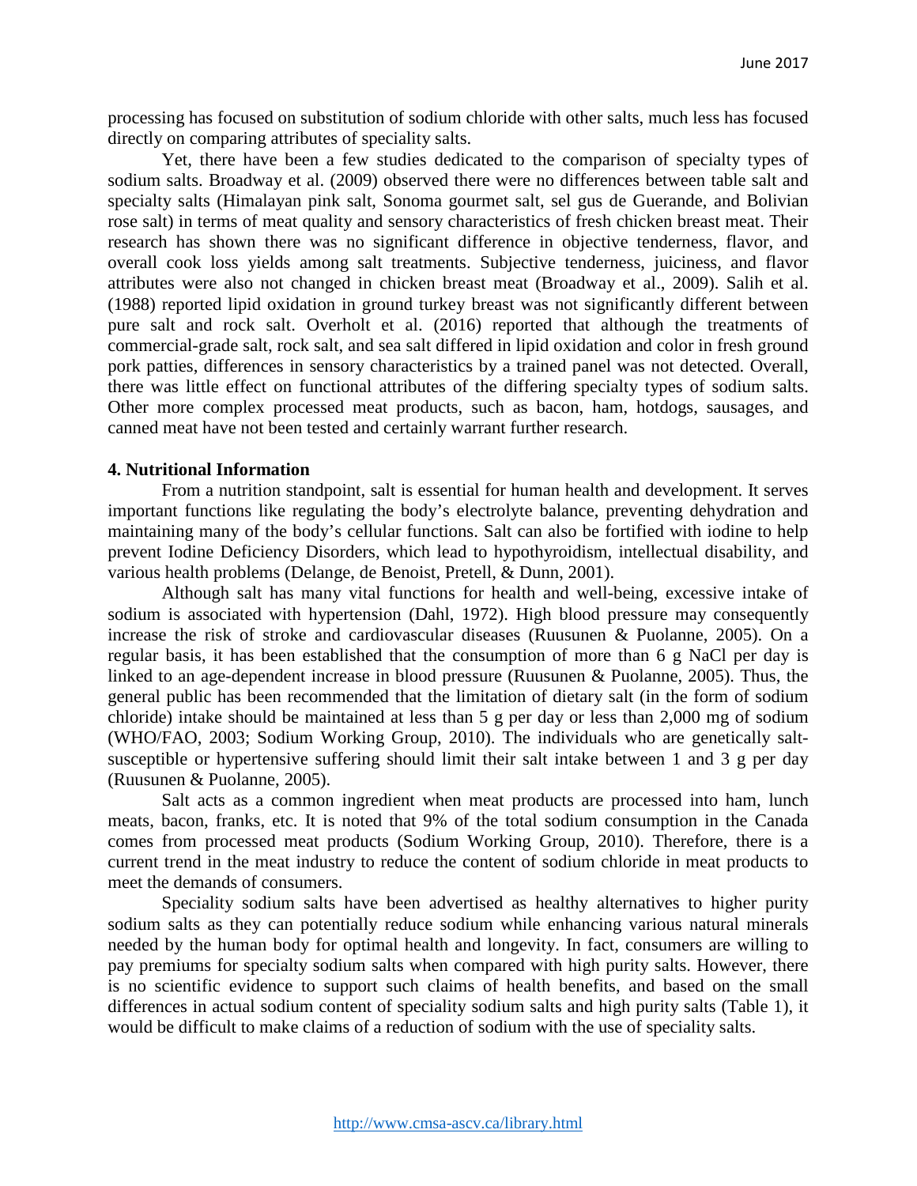processing has focused on substitution of sodium chloride with other salts, much less has focused directly on comparing attributes of speciality salts.

Yet, there have been a few studies dedicated to the comparison of specialty types of sodium salts. Broadway et al. (2009) observed there were no differences between table salt and specialty salts (Himalayan pink salt, Sonoma gourmet salt, sel gus de Guerande, and Bolivian rose salt) in terms of meat quality and sensory characteristics of fresh chicken breast meat. Their research has shown there was no significant difference in objective tenderness, flavor, and overall cook loss yields among salt treatments. Subjective tenderness, juiciness, and flavor attributes were also not changed in chicken breast meat (Broadway et al., 2009). Salih et al. (1988) reported lipid oxidation in ground turkey breast was not significantly different between pure salt and rock salt. Overholt et al. (2016) reported that although the treatments of commercial-grade salt, rock salt, and sea salt differed in lipid oxidation and color in fresh ground pork patties, differences in sensory characteristics by a trained panel was not detected. Overall, there was little effect on functional attributes of the differing specialty types of sodium salts. Other more complex processed meat products, such as bacon, ham, hotdogs, sausages, and canned meat have not been tested and certainly warrant further research.

**4. Nutritional Information**

From a nutrition standpoint, salt is essential for human health and development. It serves important functions like regulating the body's electrolyte balance, preventing dehydration and maintaining many of the body's cellular functions. Salt can also be fortified with iodine to help prevent Iodine Deficiency Disorders, which lead to hypothyroidism, intellectual disability, and various health problems (Delange, de Benoist, Pretell, & Dunn, 2001).

Although salt has many vital functions for health and well-being, excessive intake of sodium is associated with hypertension (Dahl, 1972). High blood pressure may consequently increase the risk of stroke and cardiovascular diseases (Ruusunen & Puolanne, 2005). On a regular basis, it has been established that the consumption of more than 6 g NaCl per day is linked to an age-dependent increase in blood pressure (Ruusunen & Puolanne, 2005). Thus, the general public has been recommended that the limitation of dietary salt (in the form of sodium chloride) intake should be maintained at less than 5 g per day or less than 2,000 mg of sodium (WHO/FAO, 2003; Sodium Working Group, 2010). The individuals who are genetically salt-susceptible or hypertensive suffering should limit their salt intake between 1 and 3 g per day (Ruusunen & Puolanne, 2005).

Salt acts as a common ingredient when meat products are processed into ham, lunch meats, bacon, franks, etc. It is noted that 9% of the total sodium consumption in the Canada comes from processed meat products (Sodium Working Group, 2010). Therefore, there is a current trend in the meat industry to reduce the content of sodium chloride in meat products to meet the demands of consumers.

Speciality sodium salts have been advertised as healthy alternatives to higher purity sodium salts as they can potentially reduce sodium while enhancing various natural minerals needed by the human body for optimal health and longevity. In fact, consumers are willing to pay premiums for specialty sodium salts when compared with high purity salts. However, there is no scientific evidence to support such claims of health benefits, and based on the small differences in actual sodium content of speciality sodium salts and high purity salts (Table 1), it would be difficult to make claims of a reduction of sodium with the use of speciality salts.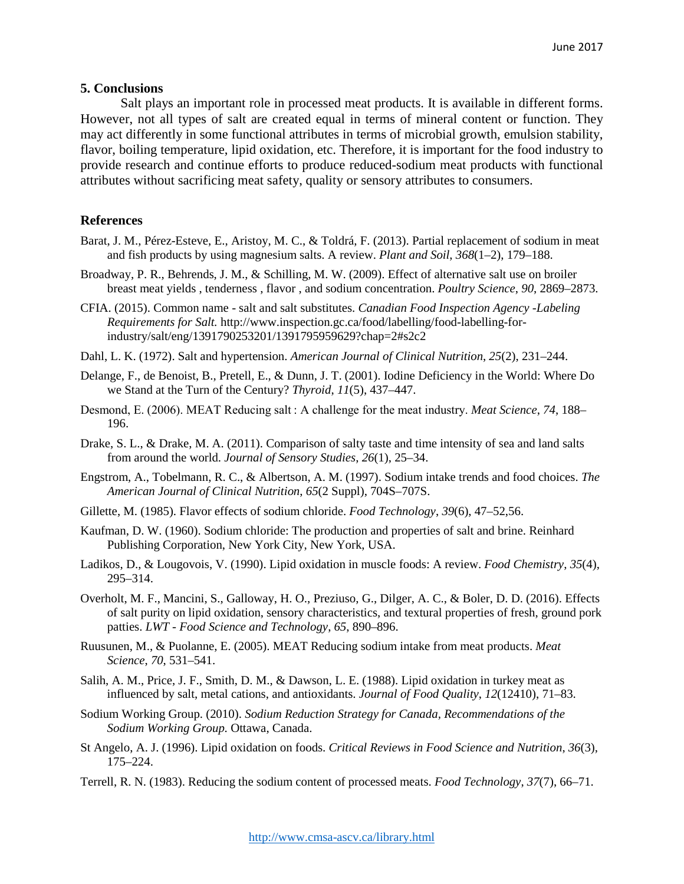## 5. Conclusions

Salt plays an important role in processed meat products. It is available in different forms. However, not all types of salt are created equal in terms of mineral content or function. They may act differently in some functional attributes in terms of microbial growth, emulsion stability, flavor, boiling temperature, lipid oxidation, etc. Therefore, it is important for the food industry to provide research and continue efforts to produce reduced-sodium meat products with functional attributes without sacrificing meat safety, quality or sensory attributes to consumers.

## References

Barat, J. M., Pérez-Esteve, E., Aristoy, M. C., & Toldrá, F. (2013). Partial replacement of sodium in meat and fish products by using magnesium salts. A review. *Plant and Soil*, *368*(1–2), 179–188.

Broadway, P. R., Behrends, J. M., & Schilling, M. W. (2009). Effect of alternative salt use on broiler breast meat yields , tenderness , flavor , and sodium concentration. *Poultry Science*, *90*, 2869–2873.

CFIA. (2015). Common name - salt and salt substitutes. *Canadian Food Inspection Agency -Labeling Requirements for Salt.* http://www.inspection.gc.ca/food/labelling/food-labelling-for-industry/salt/eng/1391790253201/1391795959629?chap=2#s2c2

Dahl, L. K. (1972). Salt and hypertension. *American Journal of Clinical Nutrition*, *25*(2), 231–244.

Delange, F., de Benoist, B., Pretell, E., & Dunn, J. T. (2001). Iodine Deficiency in the World: Where Do we Stand at the Turn of the Century? *Thyroid*, *11*(5), 437–447.

Desmond, E. (2006). MEAT Reducing salt : A challenge for the meat industry. *Meat Science*, *74*, 188–196.

Drake, S. L., & Drake, M. A. (2011). Comparison of salty taste and time intensity of sea and land salts from around the world. *Journal of Sensory Studies*, *26*(1), 25–34.

Engstrom, A., Tobelmann, R. C., & Albertson, A. M. (1997). Sodium intake trends and food choices. *The American Journal of Clinical Nutrition*, *65*(2 Suppl), 704S–707S.

Gillette, M. (1985). Flavor effects of sodium chloride. *Food Technology*, *39*(6), 47–52,56.

Kaufman, D. W. (1960). Sodium chloride: The production and properties of salt and brine. Reinhard Publishing Corporation, New York City, New York, USA.

Ladikos, D., & Lougovois, V. (1990). Lipid oxidation in muscle foods: A review. *Food Chemistry*, *35*(4), 295–314.

Overholt, M. F., Mancini, S., Galloway, H. O., Preziuso, G., Dilger, A. C., & Boler, D. D. (2016). Effects of salt purity on lipid oxidation, sensory characteristics, and textural properties of fresh, ground pork patties. *LWT - Food Science and Technology*, *65*, 890–896.

Ruusunen, M., & Puolanne, E. (2005). MEAT Reducing sodium intake from meat products. *Meat Science*, *70*, 531–541.

Salih, A. M., Price, J. F., Smith, D. M., & Dawson, L. E. (1988). Lipid oxidation in turkey meat as influenced by salt, metal cations, and antioxidants. *Journal of Food Quality*, *12*(12410), 71–83.

Sodium Working Group. (2010). *Sodium Reduction Strategy for Canada, Recommendations of the Sodium Working Group.* Ottawa, Canada.

St Angelo, A. J. (1996). Lipid oxidation on foods. *Critical Reviews in Food Science and Nutrition*, *36*(3), 175–224.

Terrell, R. N. (1983). Reducing the sodium content of processed meats. *Food Technology*, *37*(7), 66–71.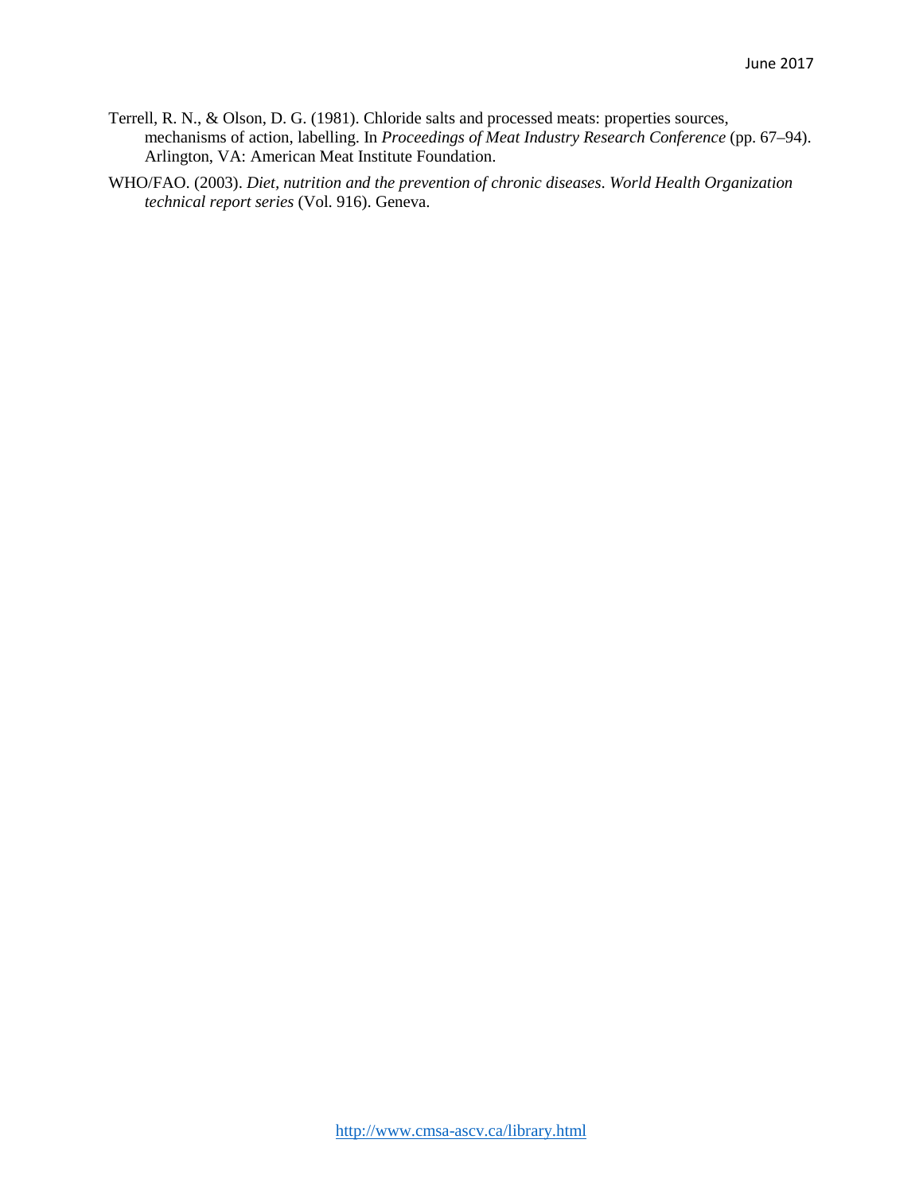Terrell, R. N., & Olson, D. G. (1981). Chloride salts and processed meats: properties sources, mechanisms of action, labelling. In *Proceedings of Meat Industry Research Conference* (pp. 67–94). Arlington, VA: American Meat Institute Foundation.

WHO/FAO. (2003). *Diet, nutrition and the prevention of chronic diseases*. *World Health Organization technical report series* (Vol. 916). Geneva.